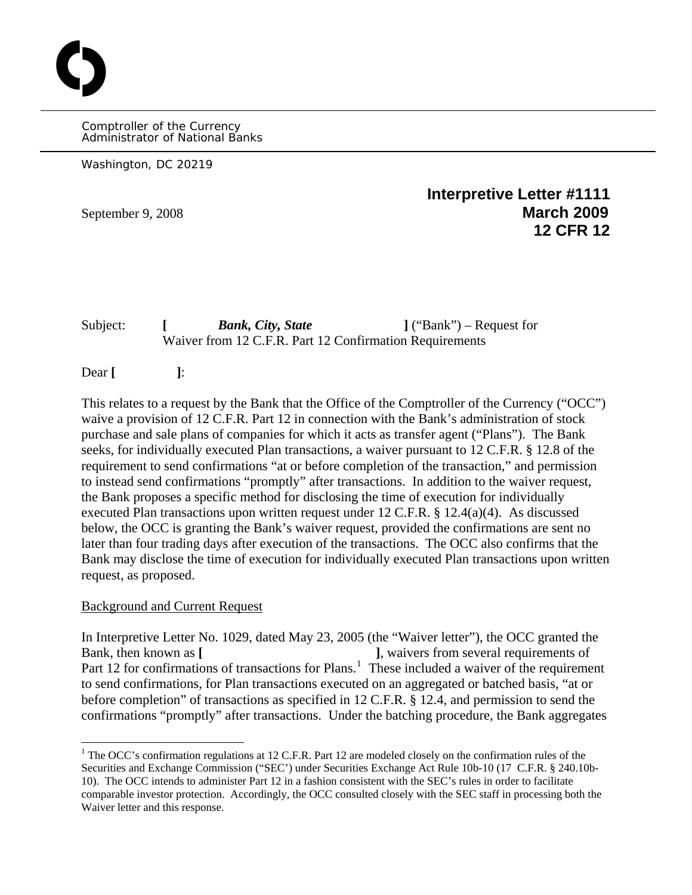Comptroller of the Currency
Administrator of National Banks

Washington, DC 20219

**Interpretive Letter #1111**
**March 2009**
**12 CFR 12**

September 9, 2008

Subject: **[ *Bank, City, State* ]** ("Bank") – Request for Waiver from 12 C.F.R. Part 12 Confirmation Requirements

Dear **[ ]**:

This relates to a request by the Bank that the Office of the Comptroller of the Currency ("OCC") waive a provision of 12 C.F.R. Part 12 in connection with the Bank's administration of stock purchase and sale plans of companies for which it acts as transfer agent ("Plans"). The Bank seeks, for individually executed Plan transactions, a waiver pursuant to 12 C.F.R. § 12.8 of the requirement to send confirmations "at or before completion of the transaction," and permission to instead send confirmations "promptly" after transactions. In addition to the waiver request, the Bank proposes a specific method for disclosing the time of execution for individually executed Plan transactions upon written request under 12 C.F.R. § 12.4(a)(4). As discussed below, the OCC is granting the Bank's waiver request, provided the confirmations are sent no later than four trading days after execution of the transactions. The OCC also confirms that the Bank may disclose the time of execution for individually executed Plan transactions upon written request, as proposed.

<u>Background and Current Request</u>

In Interpretive Letter No. 1029, dated May 23, 2005 (the "Waiver letter"), the OCC granted the Bank, then known as **[ ]**, waivers from several requirements of Part 12 for confirmations of transactions for Plans.[1] These included a waiver of the requirement to send confirmations, for Plan transactions executed on an aggregated or batched basis, "at or before completion" of transactions as specified in 12 C.F.R. § 12.4, and permission to send the confirmations "promptly" after transactions. Under the batching procedure, the Bank aggregates

[1] The OCC's confirmation regulations at 12 C.F.R. Part 12 are modeled closely on the confirmation rules of the Securities and Exchange Commission ("SEC') under Securities Exchange Act Rule 10b-10 (17 C.F.R. § 240.10b-10). The OCC intends to administer Part 12 in a fashion consistent with the SEC's rules in order to facilitate comparable investor protection. Accordingly, the OCC consulted closely with the SEC staff in processing both the Waiver letter and this response.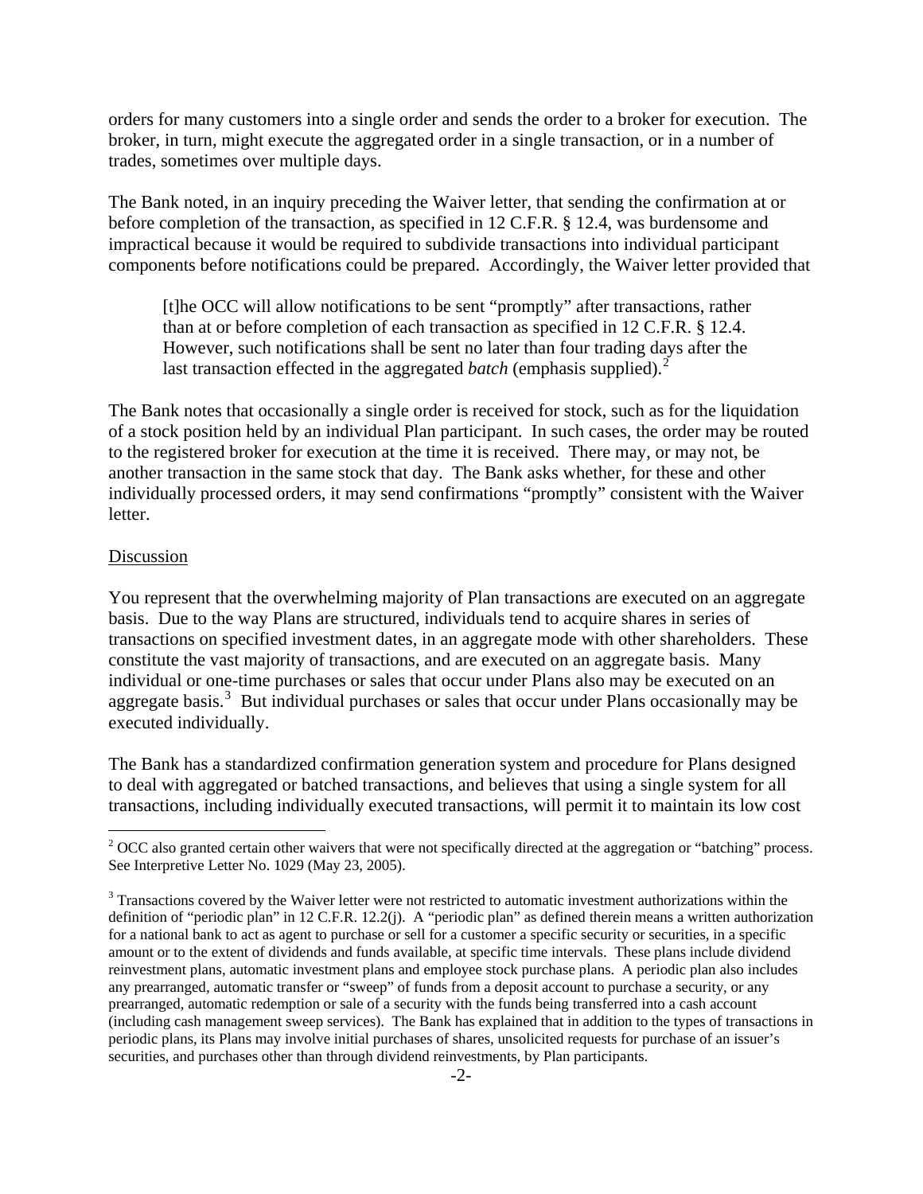orders for many customers into a single order and sends the order to a broker for execution. The broker, in turn, might execute the aggregated order in a single transaction, or in a number of trades, sometimes over multiple days.

The Bank noted, in an inquiry preceding the Waiver letter, that sending the confirmation at or before completion of the transaction, as specified in 12 C.F.R. § 12.4, was burdensome and impractical because it would be required to subdivide transactions into individual participant components before notifications could be prepared. Accordingly, the Waiver letter provided that

> [t]he OCC will allow notifications to be sent "promptly" after transactions, rather than at or before completion of each transaction as specified in 12 C.F.R. § 12.4. However, such notifications shall be sent no later than four trading days after the last transaction effected in the aggregated *batch* (emphasis supplied).[2]

The Bank notes that occasionally a single order is received for stock, such as for the liquidation of a stock position held by an individual Plan participant. In such cases, the order may be routed to the registered broker for execution at the time it is received. There may, or may not, be another transaction in the same stock that day. The Bank asks whether, for these and other individually processed orders, it may send confirmations "promptly" consistent with the Waiver letter.

Discussion

You represent that the overwhelming majority of Plan transactions are executed on an aggregate basis. Due to the way Plans are structured, individuals tend to acquire shares in series of transactions on specified investment dates, in an aggregate mode with other shareholders. These constitute the vast majority of transactions, and are executed on an aggregate basis. Many individual or one-time purchases or sales that occur under Plans also may be executed on an aggregate basis.[3] But individual purchases or sales that occur under Plans occasionally may be executed individually.

The Bank has a standardized confirmation generation system and procedure for Plans designed to deal with aggregated or batched transactions, and believes that using a single system for all transactions, including individually executed transactions, will permit it to maintain its low cost

---

[2] OCC also granted certain other waivers that were not specifically directed at the aggregation or "batching" process. See Interpretive Letter No. 1029 (May 23, 2005).

[3] Transactions covered by the Waiver letter were not restricted to automatic investment authorizations within the definition of "periodic plan" in 12 C.F.R. 12.2(j). A "periodic plan" as defined therein means a written authorization for a national bank to act as agent to purchase or sell for a customer a specific security or securities, in a specific amount or to the extent of dividends and funds available, at specific time intervals. These plans include dividend reinvestment plans, automatic investment plans and employee stock purchase plans. A periodic plan also includes any prearranged, automatic transfer or "sweep" of funds from a deposit account to purchase a security, or any prearranged, automatic redemption or sale of a security with the funds being transferred into a cash account (including cash management sweep services). The Bank has explained that in addition to the types of transactions in periodic plans, its Plans may involve initial purchases of shares, unsolicited requests for purchase of an issuer's securities, and purchases other than through dividend reinvestments, by Plan participants.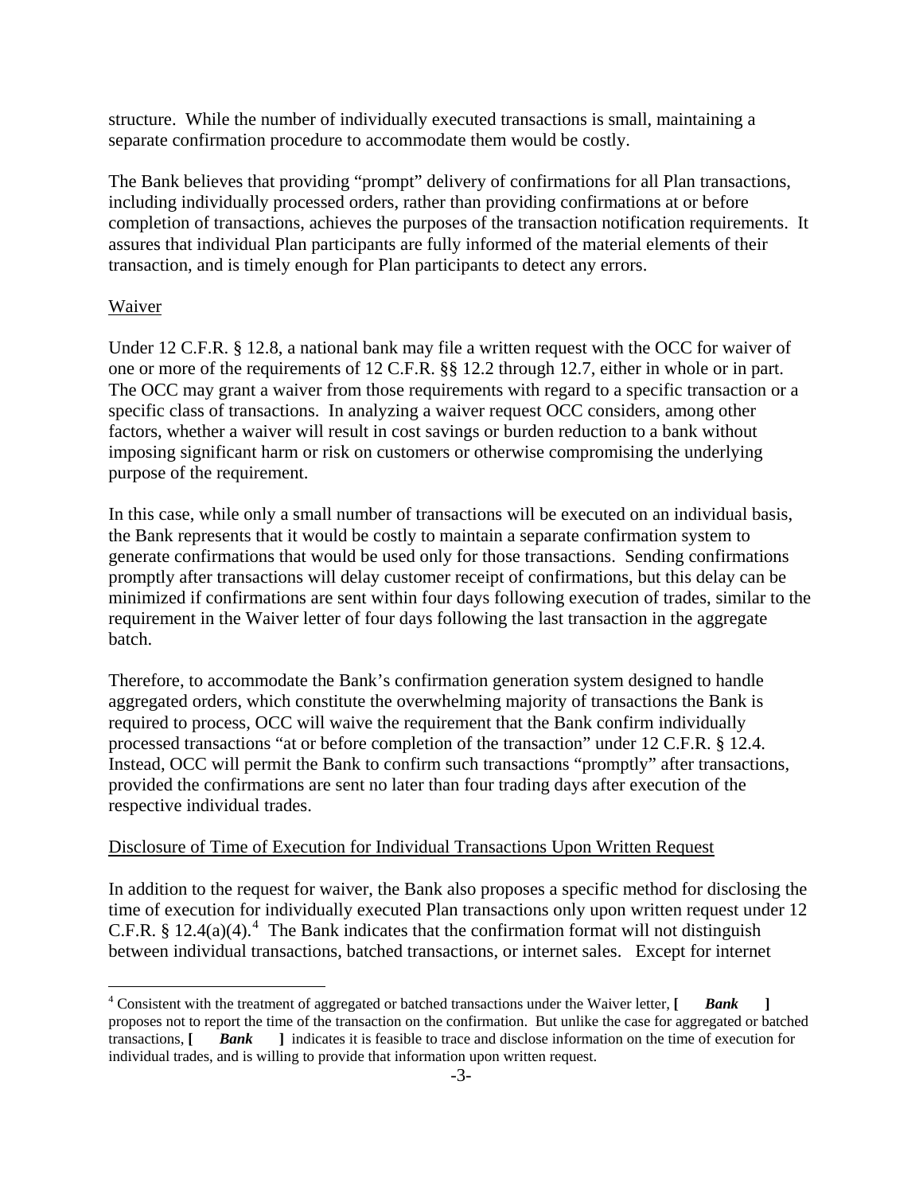structure. While the number of individually executed transactions is small, maintaining a separate confirmation procedure to accommodate them would be costly.

The Bank believes that providing "prompt" delivery of confirmations for all Plan transactions, including individually processed orders, rather than providing confirmations at or before completion of transactions, achieves the purposes of the transaction notification requirements. It assures that individual Plan participants are fully informed of the material elements of their transaction, and is timely enough for Plan participants to detect any errors.

Waiver

Under 12 C.F.R. § 12.8, a national bank may file a written request with the OCC for waiver of one or more of the requirements of 12 C.F.R. §§ 12.2 through 12.7, either in whole or in part. The OCC may grant a waiver from those requirements with regard to a specific transaction or a specific class of transactions. In analyzing a waiver request OCC considers, among other factors, whether a waiver will result in cost savings or burden reduction to a bank without imposing significant harm or risk on customers or otherwise compromising the underlying purpose of the requirement.

In this case, while only a small number of transactions will be executed on an individual basis, the Bank represents that it would be costly to maintain a separate confirmation system to generate confirmations that would be used only for those transactions. Sending confirmations promptly after transactions will delay customer receipt of confirmations, but this delay can be minimized if confirmations are sent within four days following execution of trades, similar to the requirement in the Waiver letter of four days following the last transaction in the aggregate batch.

Therefore, to accommodate the Bank's confirmation generation system designed to handle aggregated orders, which constitute the overwhelming majority of transactions the Bank is required to process, OCC will waive the requirement that the Bank confirm individually processed transactions "at or before completion of the transaction" under 12 C.F.R. § 12.4. Instead, OCC will permit the Bank to confirm such transactions "promptly" after transactions, provided the confirmations are sent no later than four trading days after execution of the respective individual trades.

Disclosure of Time of Execution for Individual Transactions Upon Written Request

In addition to the request for waiver, the Bank also proposes a specific method for disclosing the time of execution for individually executed Plan transactions only upon written request under 12 C.F.R. § 12.4(a)(4).[4] The Bank indicates that the confirmation format will not distinguish between individual transactions, batched transactions, or internet sales. Except for internet

[4] Consistent with the treatment of aggregated or batched transactions under the Waiver letter, **[ *Bank* ]** proposes not to report the time of the transaction on the confirmation. But unlike the case for aggregated or batched transactions, **[ *Bank* ]** indicates it is feasible to trace and disclose information on the time of execution for individual trades, and is willing to provide that information upon written request.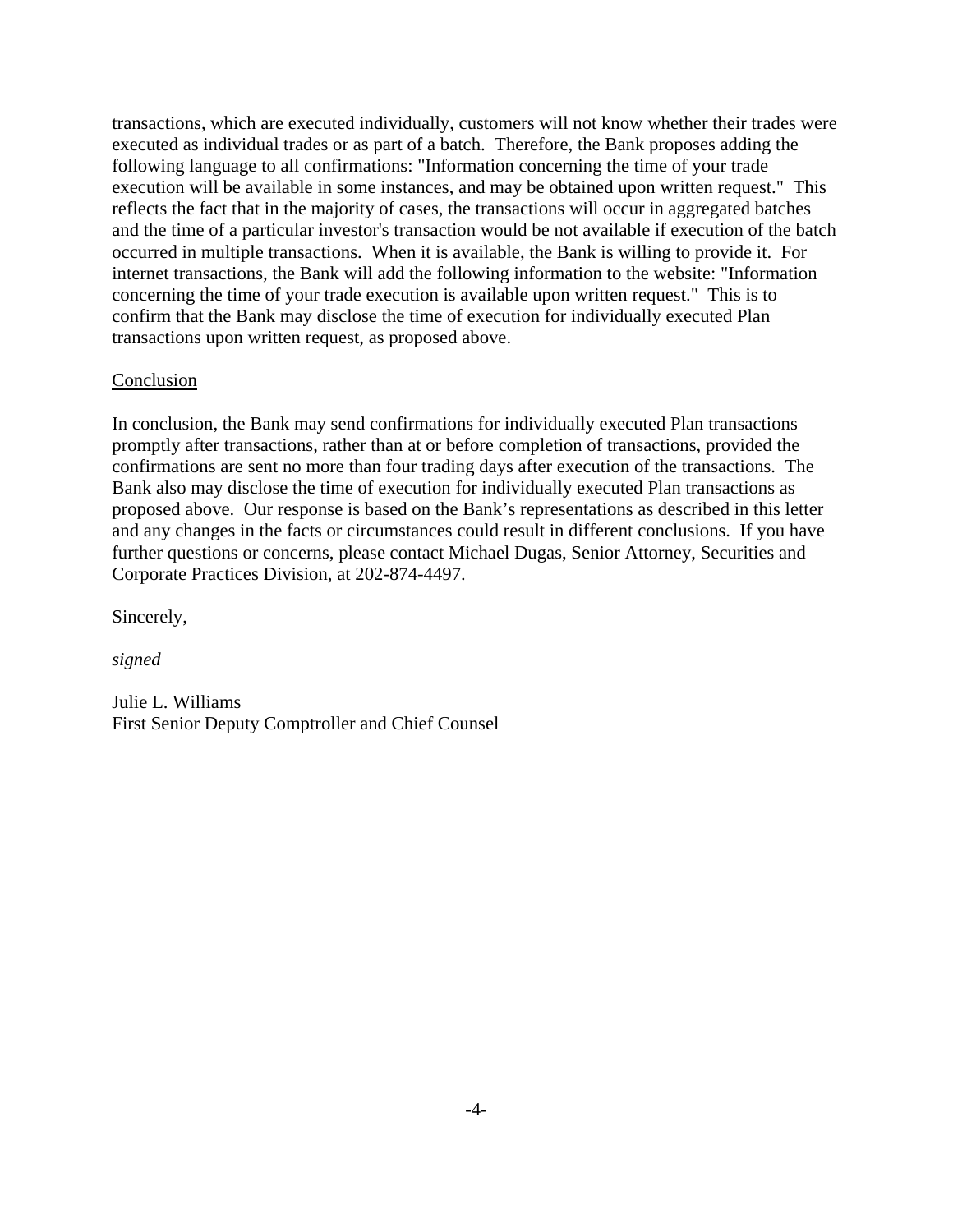transactions, which are executed individually, customers will not know whether their trades were executed as individual trades or as part of a batch. Therefore, the Bank proposes adding the following language to all confirmations: "Information concerning the time of your trade execution will be available in some instances, and may be obtained upon written request." This reflects the fact that in the majority of cases, the transactions will occur in aggregated batches and the time of a particular investor's transaction would be not available if execution of the batch occurred in multiple transactions. When it is available, the Bank is willing to provide it. For internet transactions, the Bank will add the following information to the website: "Information concerning the time of your trade execution is available upon written request." This is to confirm that the Bank may disclose the time of execution for individually executed Plan transactions upon written request, as proposed above.

<u>Conclusion</u>

In conclusion, the Bank may send confirmations for individually executed Plan transactions promptly after transactions, rather than at or before completion of transactions, provided the confirmations are sent no more than four trading days after execution of the transactions. The Bank also may disclose the time of execution for individually executed Plan transactions as proposed above. Our response is based on the Bank's representations as described in this letter and any changes in the facts or circumstances could result in different conclusions. If you have further questions or concerns, please contact Michael Dugas, Senior Attorney, Securities and Corporate Practices Division, at 202-874-4497.

Sincerely,

*signed*

Julie L. Williams
First Senior Deputy Comptroller and Chief Counsel